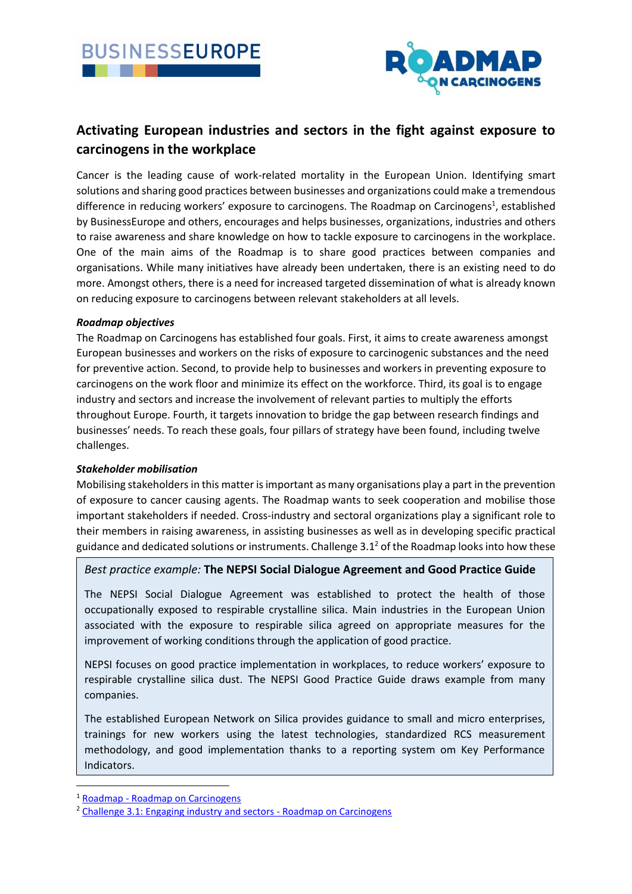# Activating European industries and sectors in the fight against exposure to carcinogens in the workplace

Cancer is the leading cause of work-related mortality in the European Union. Identifying smart solutions and sharing good practices between businesses and organizations could make a tremendous difference in reducing workers' exposure to carcinogens. The Roadmap on Carcinogens[1], established by BusinessEurope and others, encourages and helps businesses, organizations, industries and others to raise awareness and share knowledge on how to tackle exposure to carcinogens in the workplace. One of the main aims of the Roadmap is to share good practices between companies and organisations. While many initiatives have already been undertaken, there is an existing need to do more. Amongst others, there is a need for increased targeted dissemination of what is already known on reducing exposure to carcinogens between relevant stakeholders at all levels.

***Roadmap objectives***

The Roadmap on Carcinogens has established four goals. First, it aims to create awareness amongst European businesses and workers on the risks of exposure to carcinogenic substances and the need for preventive action. Second, to provide help to businesses and workers in preventing exposure to carcinogens on the work floor and minimize its effect on the workforce. Third, its goal is to engage industry and sectors and increase the involvement of relevant parties to multiply the efforts throughout Europe. Fourth, it targets innovation to bridge the gap between research findings and businesses' needs. To reach these goals, four pillars of strategy have been found, including twelve challenges.

***Stakeholder mobilisation***

Mobilising stakeholders in this matter is important as many organisations play a part in the prevention of exposure to cancer causing agents. The Roadmap wants to seek cooperation and mobilise those important stakeholders if needed. Cross-industry and sectoral organizations play a significant role to their members in raising awareness, in assisting businesses as well as in developing specific practical guidance and dedicated solutions or instruments. Challenge 3.1[2] of the Roadmap looks into how these

> *Best practice example:* **The NEPSI Social Dialogue Agreement and Good Practice Guide**
>
> The NEPSI Social Dialogue Agreement was established to protect the health of those occupationally exposed to respirable crystalline silica. Main industries in the European Union associated with the exposure to respirable silica agreed on appropriate measures for the improvement of working conditions through the application of good practice.
>
> NEPSI focuses on good practice implementation in workplaces, to reduce workers' exposure to respirable crystalline silica dust. The NEPSI Good Practice Guide draws example from many companies.
>
> The established European Network on Silica provides guidance to small and micro enterprises, trainings for new workers using the latest technologies, standardized RCS measurement methodology, and good implementation thanks to a reporting system om Key Performance Indicators.

---

[1] Roadmap - Roadmap on Carcinogens

[2] Challenge 3.1: Engaging industry and sectors - Roadmap on Carcinogens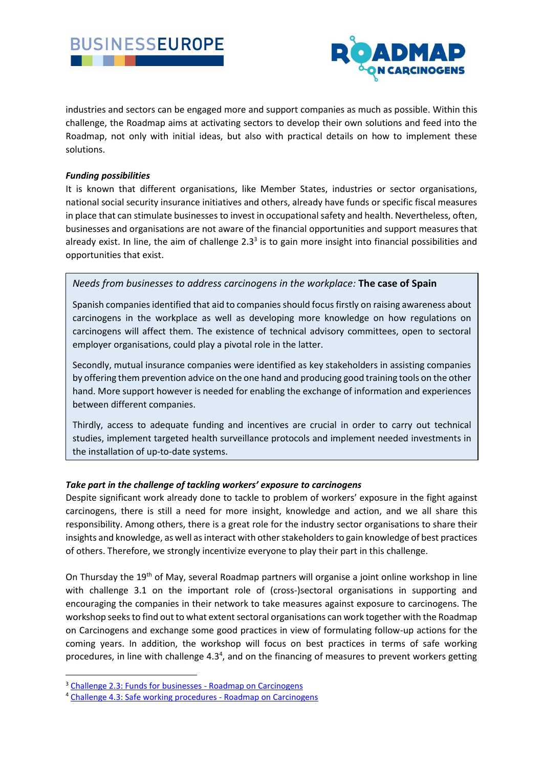industries and sectors can be engaged more and support companies as much as possible. Within this challenge, the Roadmap aims at activating sectors to develop their own solutions and feed into the Roadmap, not only with initial ideas, but also with practical details on how to implement these solutions.

***Funding possibilities***

It is known that different organisations, like Member States, industries or sector organisations, national social security insurance initiatives and others, already have funds or specific fiscal measures in place that can stimulate businesses to invest in occupational safety and health. Nevertheless, often, businesses and organisations are not aware of the financial opportunities and support measures that already exist. In line, the aim of challenge 2.3[3] is to gain more insight into financial possibilities and opportunities that exist.

> *Needs from businesses to address carcinogens in the workplace:* **The case of Spain**
>
> Spanish companies identified that aid to companies should focus firstly on raising awareness about carcinogens in the workplace as well as developing more knowledge on how regulations on carcinogens will affect them. The existence of technical advisory committees, open to sectoral employer organisations, could play a pivotal role in the latter.
>
> Secondly, mutual insurance companies were identified as key stakeholders in assisting companies by offering them prevention advice on the one hand and producing good training tools on the other hand. More support however is needed for enabling the exchange of information and experiences between different companies.
>
> Thirdly, access to adequate funding and incentives are crucial in order to carry out technical studies, implement targeted health surveillance protocols and implement needed investments in the installation of up-to-date systems.

***Take part in the challenge of tackling workers' exposure to carcinogens***

Despite significant work already done to tackle to problem of workers' exposure in the fight against carcinogens, there is still a need for more insight, knowledge and action, and we all share this responsibility. Among others, there is a great role for the industry sector organisations to share their insights and knowledge, as well as interact with other stakeholders to gain knowledge of best practices of others. Therefore, we strongly incentivize everyone to play their part in this challenge.

On Thursday the 19th of May, several Roadmap partners will organise a joint online workshop in line with challenge 3.1 on the important role of (cross-)sectoral organisations in supporting and encouraging the companies in their network to take measures against exposure to carcinogens. The workshop seeks to find out to what extent sectoral organisations can work together with the Roadmap on Carcinogens and exchange some good practices in view of formulating follow-up actions for the coming years. In addition, the workshop will focus on best practices in terms of safe working procedures, in line with challenge 4.3[4], and on the financing of measures to prevent workers getting

---

[3] Challenge 2.3: Funds for businesses - Roadmap on Carcinogens

[4] Challenge 4.3: Safe working procedures - Roadmap on Carcinogens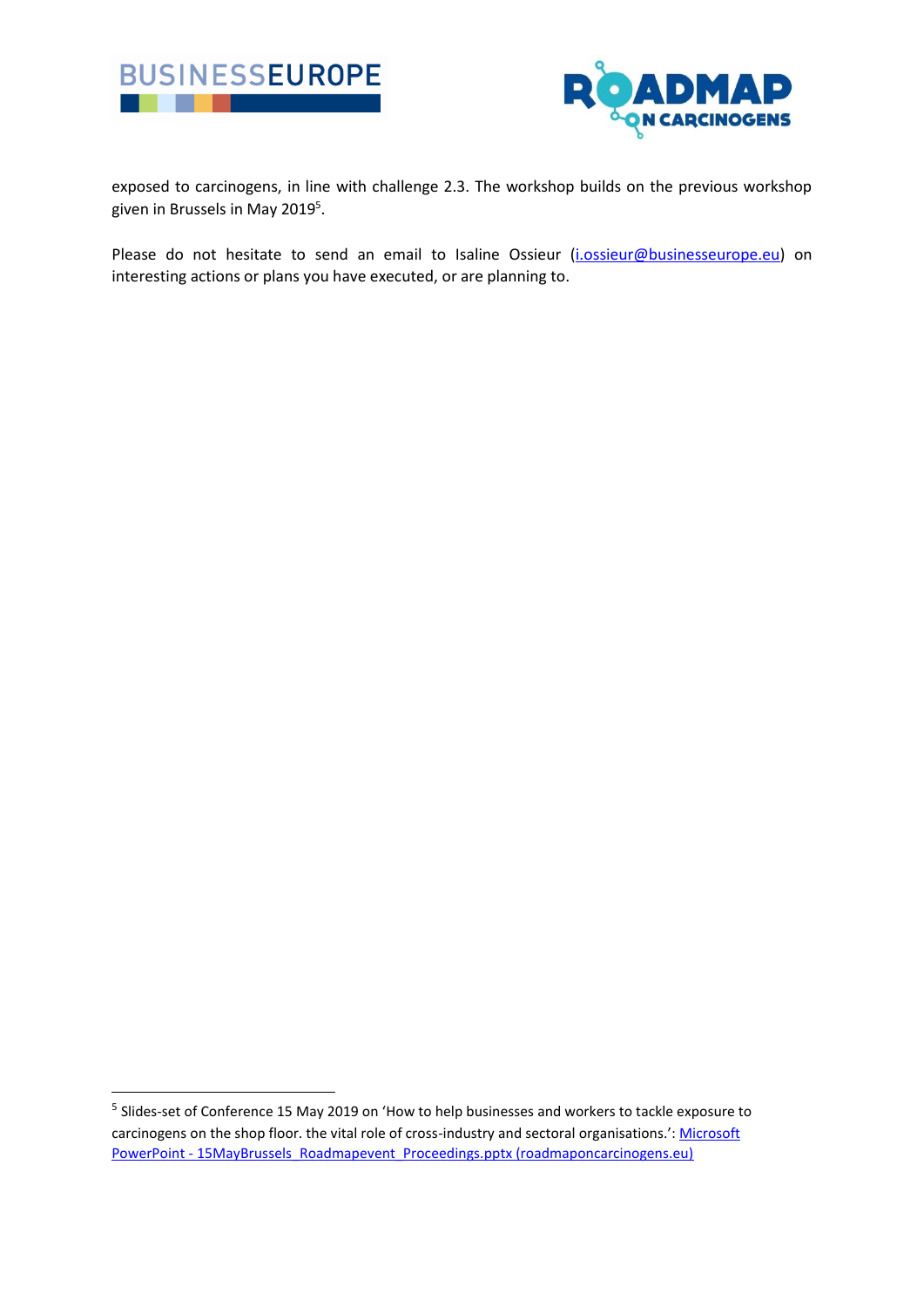exposed to carcinogens, in line with challenge 2.3. The workshop builds on the previous workshop given in Brussels in May 2019[5].

Please do not hesitate to send an email to Isaline Ossieur (i.ossieur@businesseurope.eu) on interesting actions or plans you have executed, or are planning to.

---

[5] Slides-set of Conference 15 May 2019 on 'How to help businesses and workers to tackle exposure to carcinogens on the shop floor. the vital role of cross-industry and sectoral organisations.': Microsoft PowerPoint - 15MayBrussels_Roadmapevent_Proceedings.pptx (roadmaponcarcinogens.eu)